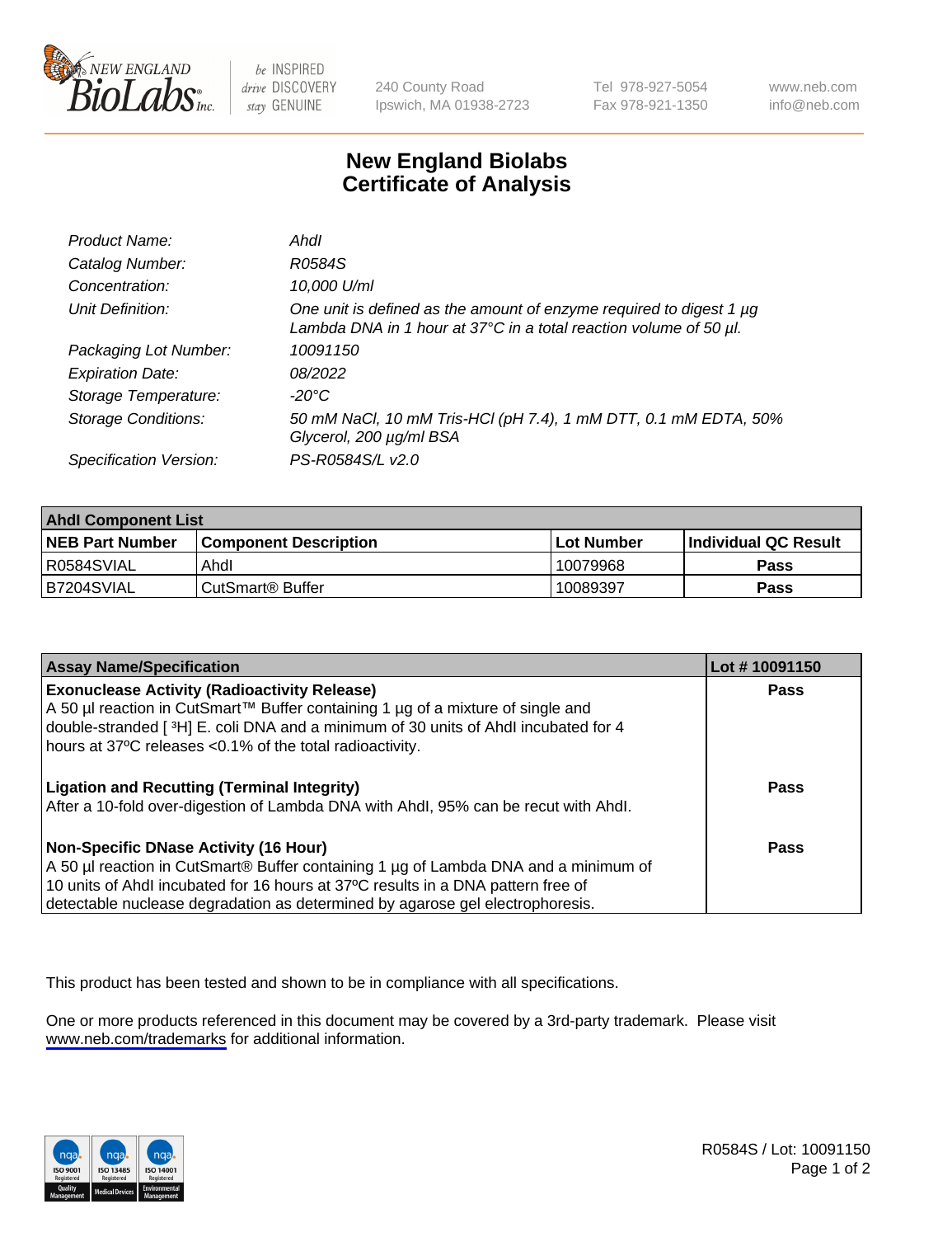240 County Road
Ipswich, MA 01938-2723

Tel 978-927-5054
Fax 978-921-1350

www.neb.com
info@neb.com

# New England Biolabs
# Certificate of Analysis

| | |
|---|---|
| *Product Name:* | *AhdI* |
| *Catalog Number:* | *R0584S* |
| *Concentration:* | *10,000 U/ml* |
| *Unit Definition:* | *One unit is defined as the amount of enzyme required to digest 1 µg Lambda DNA in 1 hour at 37°C in a total reaction volume of 50 µl.* |
| *Packaging Lot Number:* | *10091150* |
| *Expiration Date:* | *08/2022* |
| *Storage Temperature:* | *-20°C* |
| *Storage Conditions:* | *50 mM NaCl, 10 mM Tris-HCl (pH 7.4), 1 mM DTT, 0.1 mM EDTA, 50% Glycerol, 200 µg/ml BSA* |
| *Specification Version:* | *PS-R0584S/L v2.0* |

| **AhdI Component List** | | | |
|---|---|---|---|
| **NEB Part Number** | **Component Description** | **Lot Number** | **Individual QC Result** |
| R0584SVIAL | AhdI | 10079968 | **Pass** |
| B7204SVIAL | CutSmart® Buffer | 10089397 | **Pass** |

| **Assay Name/Specification** | **Lot # 10091150** |
|---|---|
| **Exonuclease Activity (Radioactivity Release)**<br>A 50 µl reaction in CutSmart™ Buffer containing 1 µg of a mixture of single and double-stranded [ $^3$H] E. coli DNA and a minimum of 30 units of AhdI incubated for 4 hours at 37ºC releases <0.1% of the total radioactivity. | **Pass** |
| **Ligation and Recutting (Terminal Integrity)**<br>After a 10-fold over-digestion of Lambda DNA with AhdI, 95% can be recut with AhdI. | **Pass** |
| **Non-Specific DNase Activity (16 Hour)**<br>A 50 µl reaction in CutSmart® Buffer containing 1 µg of Lambda DNA and a minimum of 10 units of AhdI incubated for 16 hours at 37ºC results in a DNA pattern free of detectable nuclease degradation as determined by agarose gel electrophoresis. | **Pass** |

This product has been tested and shown to be in compliance with all specifications.

One or more products referenced in this document may be covered by a 3rd-party trademark. Please visit www.neb.com/trademarks for additional information.

R0584S / Lot: 10091150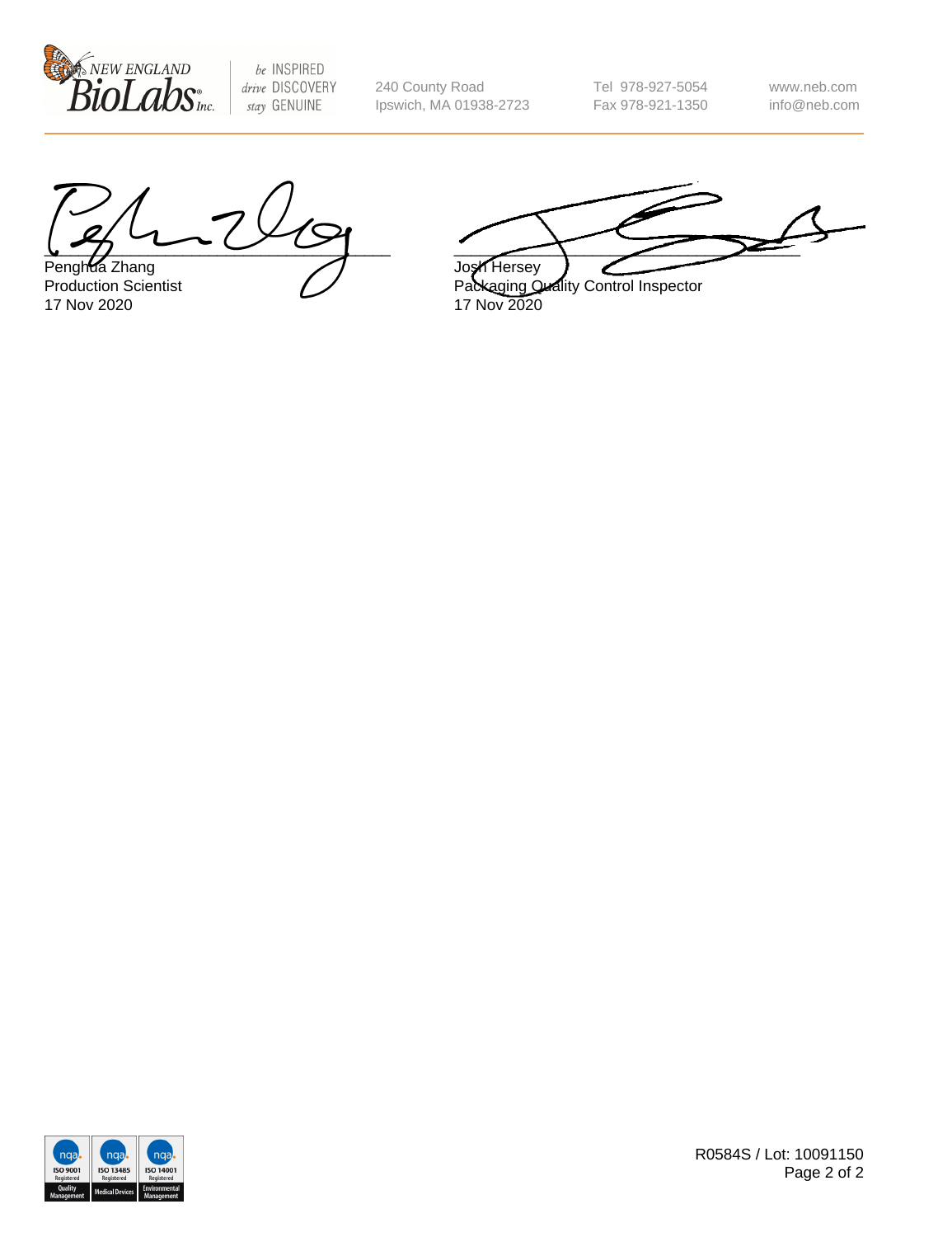Penghua Zhang
Production Scientist
17 Nov 2020

Josh Hersey
Packaging Quality Control Inspector
17 Nov 2020

R0584S / Lot: 10091150